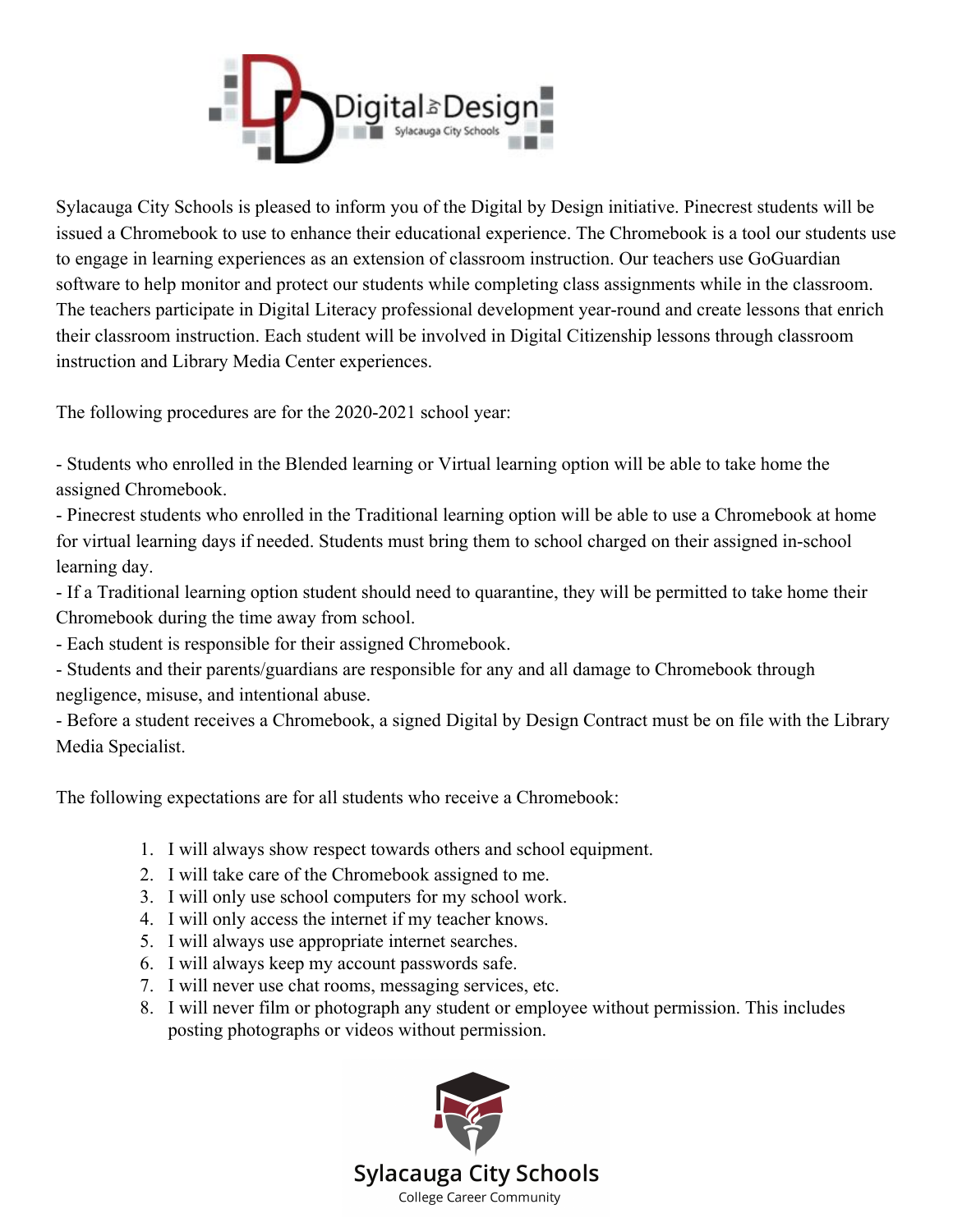Sylacauga City Schools is pleased to inform you of the Digital by Design initiative. Pinecrest students will be issued a Chromebook to use to enhance their educational experience. The Chromebook is a tool our students use to engage in learning experiences as an extension of classroom instruction. Our teachers use GoGuardian software to help monitor and protect our students while completing class assignments while in the classroom. The teachers participate in Digital Literacy professional development year-round and create lessons that enrich their classroom instruction. Each student will be involved in Digital Citizenship lessons through classroom instruction and Library Media Center experiences.

The following procedures are for the 2020-2021 school year:

- Students who enrolled in the Blended learning or Virtual learning option will be able to take home the assigned Chromebook.
- Pinecrest students who enrolled in the Traditional learning option will be able to use a Chromebook at home for virtual learning days if needed. Students must bring them to school charged on their assigned in-school learning day.
- If a Traditional learning option student should need to quarantine, they will be permitted to take home their Chromebook during the time away from school.
- Each student is responsible for their assigned Chromebook.
- Students and their parents/guardians are responsible for any and all damage to Chromebook through negligence, misuse, and intentional abuse.
- Before a student receives a Chromebook, a signed Digital by Design Contract must be on file with the Library Media Specialist.

The following expectations are for all students who receive a Chromebook:

1. I will always show respect towards others and school equipment.
2. I will take care of the Chromebook assigned to me.
3. I will only use school computers for my school work.
4. I will only access the internet if my teacher knows.
5. I will always use appropriate internet searches.
6. I will always keep my account passwords safe.
7. I will never use chat rooms, messaging services, etc.
8. I will never film or photograph any student or employee without permission. This includes posting photographs or videos without permission.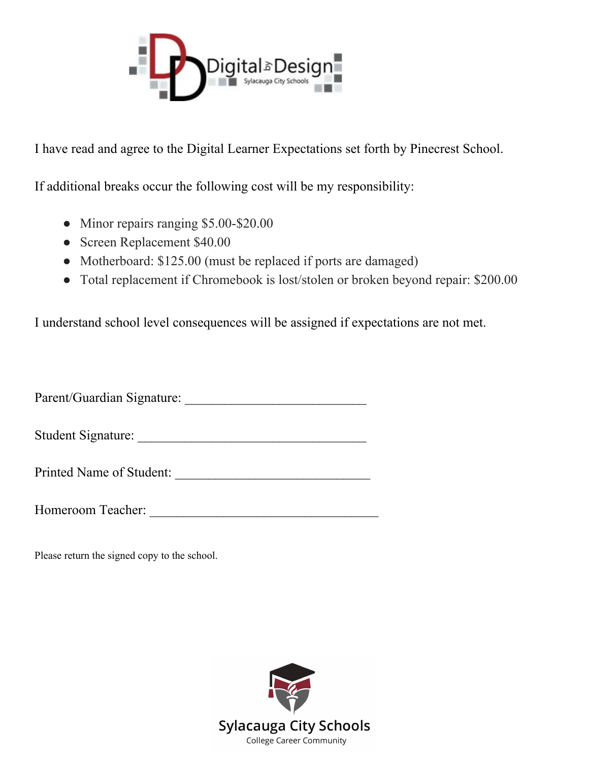I have read and agree to the Digital Learner Expectations set forth by Pinecrest School.

If additional breaks occur the following cost will be my responsibility:

- Minor repairs ranging $5.00-$20.00
- Screen Replacement $40.00
- Motherboard: $125.00 (must be replaced if ports are damaged)
- Total replacement if Chromebook is lost/stolen or broken beyond repair: $200.00

I understand school level consequences will be assigned if expectations are not met.

Parent/Guardian Signature: ___________________________

Student Signature: __________________________________

Printed Name of Student: _____________________________

Homeroom Teacher: __________________________________

Please return the signed copy to the school.